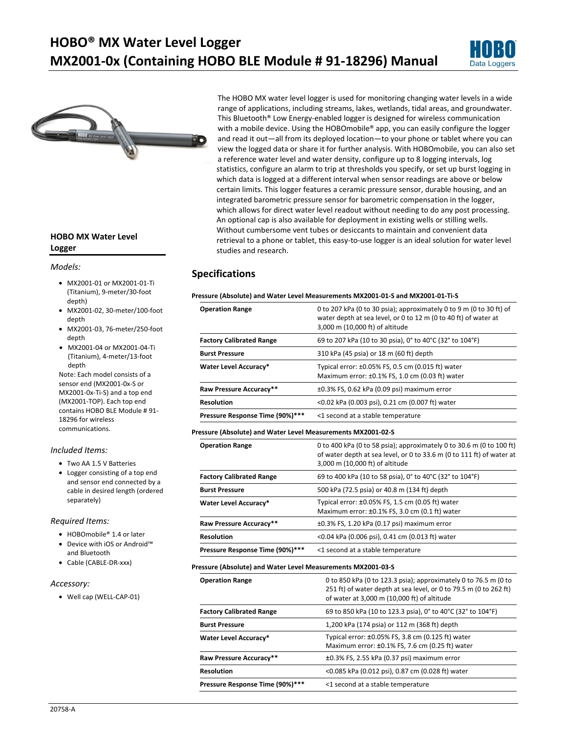# HOBO® MX Water Level Logger MX2001-0x (Containing HOBO BLE Module # 91-18296) Manual

### HOBO MX Water Level Logger

*Models:*

- MX2001-01 or MX2001-01-Ti (Titanium), 9-meter/30-foot depth)
- MX2001-02, 30-meter/100-foot depth
- MX2001-03, 76-meter/250-foot depth
- MX2001-04 or MX2001-04-Ti (Titanium), 4-meter/13-foot depth

Note: Each model consists of a sensor end (MX2001-0x-S or MX2001-0x-Ti-S) and a top end (MX2001-TOP). Each top end contains HOBO BLE Module # 91-18296 for wireless communications.

*Included Items:*

- Two AA 1.5 V Batteries
- Logger consisting of a top end and sensor end connected by a cable in desired length (ordered separately)

*Required Items:*

- HOBOmobile® 1.4 or later
- Device with iOS or Android™ and Bluetooth
- Cable (CABLE-DR-xxx)

*Accessory:*

- Well cap (WELL-CAP-01)

The HOBO MX water level logger is used for monitoring changing water levels in a wide range of applications, including streams, lakes, wetlands, tidal areas, and groundwater. This Bluetooth® Low Energy-enabled logger is designed for wireless communication with a mobile device. Using the HOBOmobile® app, you can easily configure the logger and read it out—all from its deployed location—to your phone or tablet where you can view the logged data or share it for further analysis. With HOBOmobile, you can also set a reference water level and water density, configure up to 8 logging intervals, log statistics, configure an alarm to trip at thresholds you specify, or set up burst logging in which data is logged at a different interval when sensor readings are above or below certain limits. This logger features a ceramic pressure sensor, durable housing, and an integrated barometric pressure sensor for barometric compensation in the logger, which allows for direct water level readout without needing to do any post processing. An optional cap is also available for deployment in existing wells or stilling wells. Without cumbersome vent tubes or desiccants to maintain and convenient data retrieval to a phone or tablet, this easy-to-use logger is an ideal solution for water level studies and research.

## Specifications

**Pressure (Absolute) and Water Level Measurements MX2001-01-S and MX2001-01-Ti-S**

| | |
|---|---|
| **Operation Range** | 0 to 207 kPa (0 to 30 psia); approximately 0 to 9 m (0 to 30 ft) of water depth at sea level, or 0 to 12 m (0 to 40 ft) of water at 3,000 m (10,000 ft) of altitude |
| **Factory Calibrated Range** | 69 to 207 kPa (10 to 30 psia), 0° to 40°C (32° to 104°F) |
| **Burst Pressure** | 310 kPa (45 psia) or 18 m (60 ft) depth |
| **Water Level Accuracy*** | Typical error: ±0.05% FS, 0.5 cm (0.015 ft) water<br>Maximum error: ±0.1% FS, 1.0 cm (0.03 ft) water |
| **Raw Pressure Accuracy**** | ±0.3% FS, 0.62 kPa (0.09 psi) maximum error |
| **Resolution** | <0.02 kPa (0.003 psi), 0.21 cm (0.007 ft) water |
| **Pressure Response Time (90%)***** | <1 second at a stable temperature |

**Pressure (Absolute) and Water Level Measurements MX2001-02-S**

| | |
|---|---|
| **Operation Range** | 0 to 400 kPa (0 to 58 psia); approximately 0 to 30.6 m (0 to 100 ft) of water depth at sea level, or 0 to 33.6 m (0 to 111 ft) of water at 3,000 m (10,000 ft) of altitude |
| **Factory Calibrated Range** | 69 to 400 kPa (10 to 58 psia), 0° to 40°C (32° to 104°F) |
| **Burst Pressure** | 500 kPa (72.5 psia) or 40.8 m (134 ft) depth |
| **Water Level Accuracy*** | Typical error: ±0.05% FS, 1.5 cm (0.05 ft) water<br>Maximum error: ±0.1% FS, 3.0 cm (0.1 ft) water |
| **Raw Pressure Accuracy**** | ±0.3% FS, 1.20 kPa (0.17 psi) maximum error |
| **Resolution** | <0.04 kPa (0.006 psi), 0.41 cm (0.013 ft) water |
| **Pressure Response Time (90%)***** | <1 second at a stable temperature |

**Pressure (Absolute) and Water Level Measurements MX2001-03-S**

| | |
|---|---|
| **Operation Range** | 0 to 850 kPa (0 to 123.3 psia); approximately 0 to 76.5 m (0 to 251 ft) of water depth at sea level, or 0 to 79.5 m (0 to 262 ft) of water at 3,000 m (10,000 ft) of altitude |
| **Factory Calibrated Range** | 69 to 850 kPa (10 to 123.3 psia), 0° to 40°C (32° to 104°F) |
| **Burst Pressure** | 1,200 kPa (174 psia) or 112 m (368 ft) depth |
| **Water Level Accuracy*** | Typical error: ±0.05% FS, 3.8 cm (0.125 ft) water<br>Maximum error: ±0.1% FS, 7.6 cm (0.25 ft) water |
| **Raw Pressure Accuracy**** | ±0.3% FS, 2.55 kPa (0.37 psi) maximum error |
| **Resolution** | <0.085 kPa (0.012 psi), 0.87 cm (0.028 ft) water |
| **Pressure Response Time (90%)***** | <1 second at a stable temperature |

20758-A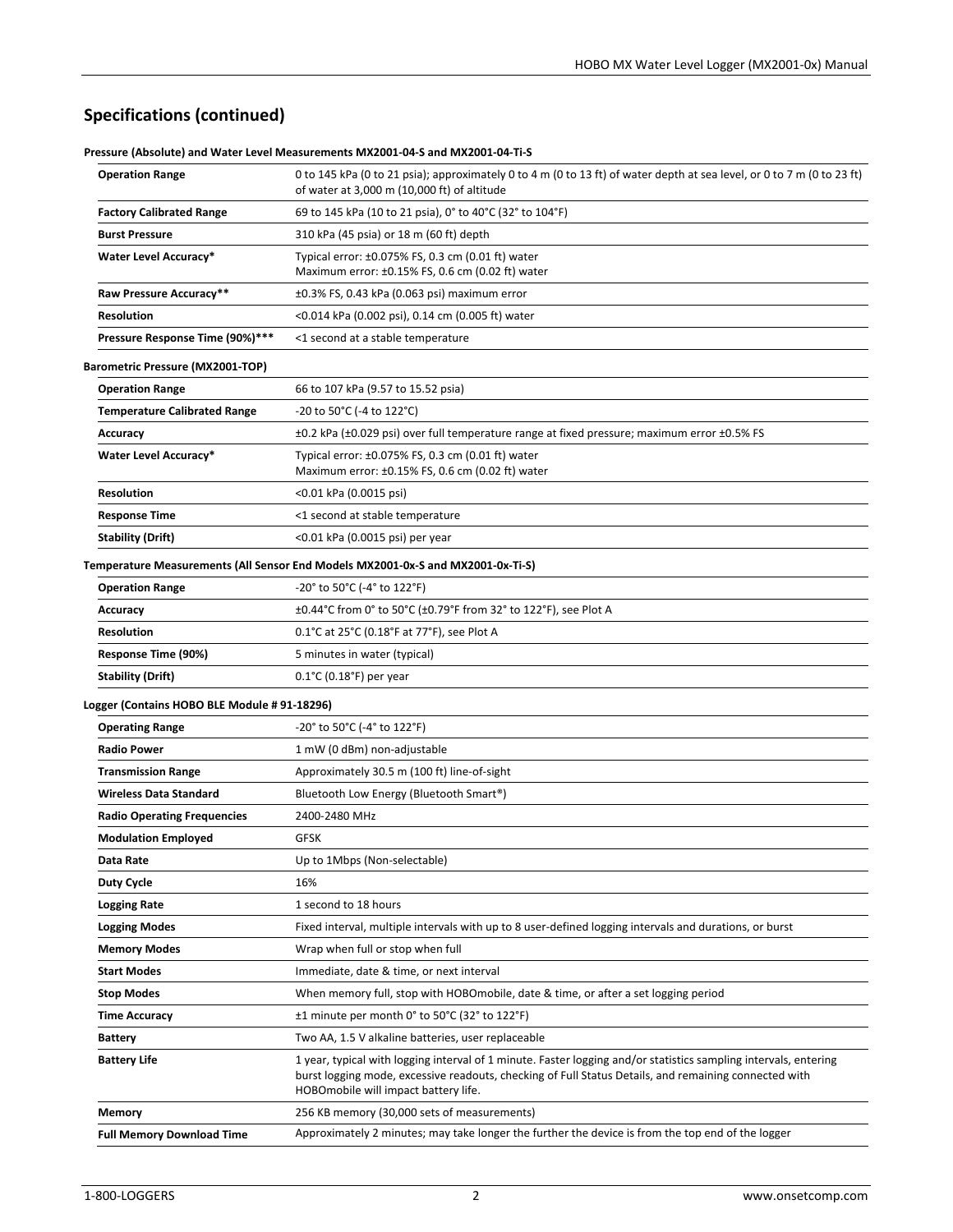## Specifications (continued)

**Pressure (Absolute) and Water Level Measurements MX2001-04-S and MX2001-04-Ti-S**

| | |
|---|---|
| **Operation Range** | 0 to 145 kPa (0 to 21 psia); approximately 0 to 4 m (0 to 13 ft) of water depth at sea level, or 0 to 7 m (0 to 23 ft) of water at 3,000 m (10,000 ft) of altitude |
| **Factory Calibrated Range** | 69 to 145 kPa (10 to 21 psia), 0° to 40°C (32° to 104°F) |
| **Burst Pressure** | 310 kPa (45 psia) or 18 m (60 ft) depth |
| **Water Level Accuracy*** | Typical error: ±0.075% FS, 0.3 cm (0.01 ft) water<br>Maximum error: ±0.15% FS, 0.6 cm (0.02 ft) water |
| **Raw Pressure Accuracy**** | ±0.3% FS, 0.43 kPa (0.063 psi) maximum error |
| **Resolution** | <0.014 kPa (0.002 psi), 0.14 cm (0.005 ft) water |
| **Pressure Response Time (90%)***** | <1 second at a stable temperature |

**Barometric Pressure (MX2001-TOP)**

| | |
|---|---|
| **Operation Range** | 66 to 107 kPa (9.57 to 15.52 psia) |
| **Temperature Calibrated Range** | -20 to 50°C (-4 to 122°C) |
| **Accuracy** | ±0.2 kPa (±0.029 psi) over full temperature range at fixed pressure; maximum error ±0.5% FS |
| **Water Level Accuracy*** | Typical error: ±0.075% FS, 0.3 cm (0.01 ft) water<br>Maximum error: ±0.15% FS, 0.6 cm (0.02 ft) water |
| **Resolution** | <0.01 kPa (0.0015 psi) |
| **Response Time** | <1 second at stable temperature |
| **Stability (Drift)** | <0.01 kPa (0.0015 psi) per year |

**Temperature Measurements (All Sensor End Models MX2001-0x-S and MX2001-0x-Ti-S)**

| | |
|---|---|
| **Operation Range** | -20° to 50°C (-4° to 122°F) |
| **Accuracy** | ±0.44°C from 0° to 50°C (±0.79°F from 32° to 122°F), see Plot A |
| **Resolution** | 0.1°C at 25°C (0.18°F at 77°F), see Plot A |
| **Response Time (90%)** | 5 minutes in water (typical) |
| **Stability (Drift)** | 0.1°C (0.18°F) per year |

**Logger (Contains HOBO BLE Module # 91-18296)**

| | |
|---|---|
| **Operating Range** | -20° to 50°C (-4° to 122°F) |
| **Radio Power** | 1 mW (0 dBm) non-adjustable |
| **Transmission Range** | Approximately 30.5 m (100 ft) line-of-sight |
| **Wireless Data Standard** | Bluetooth Low Energy (Bluetooth Smart®) |
| **Radio Operating Frequencies** | 2400-2480 MHz |
| **Modulation Employed** | GFSK |
| **Data Rate** | Up to 1Mbps (Non-selectable) |
| **Duty Cycle** | 16% |
| **Logging Rate** | 1 second to 18 hours |
| **Logging Modes** | Fixed interval, multiple intervals with up to 8 user-defined logging intervals and durations, or burst |
| **Memory Modes** | Wrap when full or stop when full |
| **Start Modes** | Immediate, date & time, or next interval |
| **Stop Modes** | When memory full, stop with HOBOmobile, date & time, or after a set logging period |
| **Time Accuracy** | ±1 minute per month 0° to 50°C (32° to 122°F) |
| **Battery** | Two AA, 1.5 V alkaline batteries, user replaceable |
| **Battery Life** | 1 year, typical with logging interval of 1 minute. Faster logging and/or statistics sampling intervals, entering burst logging mode, excessive readouts, checking of Full Status Details, and remaining connected with HOBOmobile will impact battery life. |
| **Memory** | 256 KB memory (30,000 sets of measurements) |
| **Full Memory Download Time** | Approximately 2 minutes; may take longer the further the device is from the top end of the logger |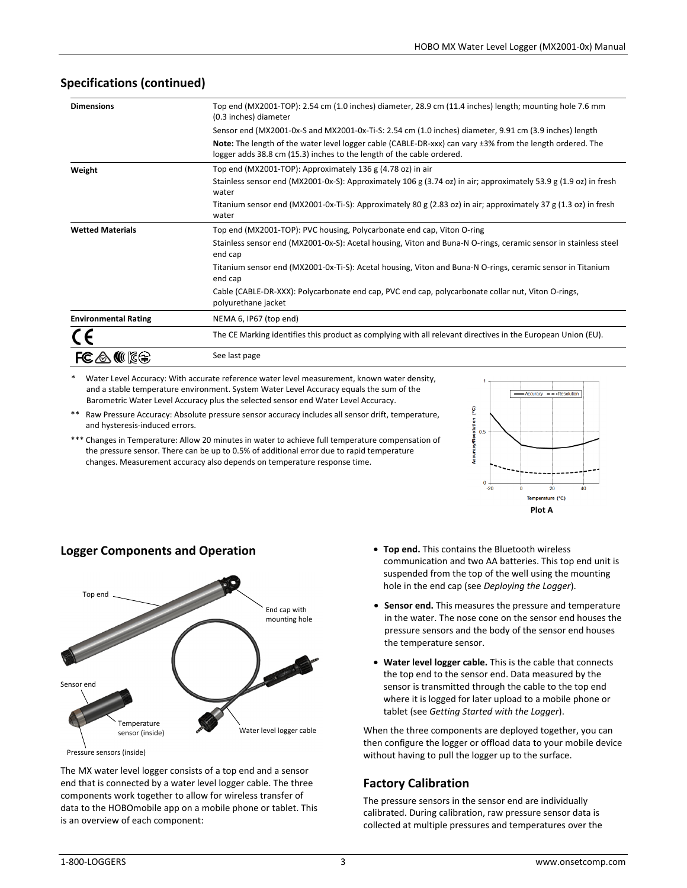## Specifications (continued)

| | |
|---|---|
| **Dimensions** | Top end (MX2001-TOP): 2.54 cm (1.0 inches) diameter, 28.9 cm (11.4 inches) length; mounting hole 7.6 mm (0.3 inches) diameter<br>Sensor end (MX2001-0x-S and MX2001-0x-Ti-S: 2.54 cm (1.0 inches) diameter, 9.91 cm (3.9 inches) length<br>**Note:** The length of the water level logger cable (CABLE-DR-xxx) can vary ±3% from the length ordered. The logger adds 38.8 cm (15.3) inches to the length of the cable ordered. |
| **Weight** | Top end (MX2001-TOP): Approximately 136 g (4.78 oz) in air<br>Stainless sensor end (MX2001-0x-S): Approximately 106 g (3.74 oz) in air; approximately 53.9 g (1.9 oz) in fresh water<br>Titanium sensor end (MX2001-0x-Ti-S): Approximately 80 g (2.83 oz) in air; approximately 37 g (1.3 oz) in fresh water |
| **Wetted Materials** | Top end (MX2001-TOP): PVC housing, Polycarbonate end cap, Viton O-ring<br>Stainless sensor end (MX2001-0x-S): Acetal housing, Viton and Buna-N O-rings, ceramic sensor in stainless steel end cap<br>Titanium sensor end (MX2001-0x-Ti-S): Acetal housing, Viton and Buna-N O-rings, ceramic sensor in Titanium end cap<br>Cable (CABLE-DR-XXX): Polycarbonate end cap, PVC end cap, polycarbonate collar nut, Viton O-rings, polyurethane jacket |
| **Environmental Rating** | NEMA 6, IP67 (top end) |
| CE | The CE Marking identifies this product as complying with all relevant directives in the European Union (EU). |
| FC | See last page |

\* Water Level Accuracy: With accurate reference water level measurement, known water density, and a stable temperature environment. System Water Level Accuracy equals the sum of the Barometric Water Level Accuracy plus the selected sensor end Water Level Accuracy.

\*\* Raw Pressure Accuracy: Absolute pressure sensor accuracy includes all sensor drift, temperature, and hysteresis-induced errors.

\*\*\* Changes in Temperature: Allow 20 minutes in water to achieve full temperature compensation of the pressure sensor. There can be up to 0.5% of additional error due to rapid temperature changes. Measurement accuracy also depends on temperature response time.

Plot A

## Logger Components and Operation

Top end; End cap with mounting hole; Sensor end; Temperature sensor (inside); Pressure sensors (inside); Water level logger cable

The MX water level logger consists of a top end and a sensor end that is connected by a water level logger cable. The three components work together to allow for wireless transfer of data to the HOBOmobile app on a mobile phone or tablet. This is an overview of each component:

- **Top end.** This contains the Bluetooth wireless communication and two AA batteries. This top end unit is suspended from the top of the well using the mounting hole in the end cap (see *Deploying the Logger*).
- **Sensor end.** This measures the pressure and temperature in the water. The nose cone on the sensor end houses the pressure sensors and the body of the sensor end houses the temperature sensor.
- **Water level logger cable.** This is the cable that connects the top end to the sensor end. Data measured by the sensor is transmitted through the cable to the top end where it is logged for later upload to a mobile phone or tablet (see *Getting Started with the Logger*).

When the three components are deployed together, you can then configure the logger or offload data to your mobile device without having to pull the logger up to the surface.

## Factory Calibration

The pressure sensors in the sensor end are individually calibrated. During calibration, raw pressure sensor data is collected at multiple pressures and temperatures over the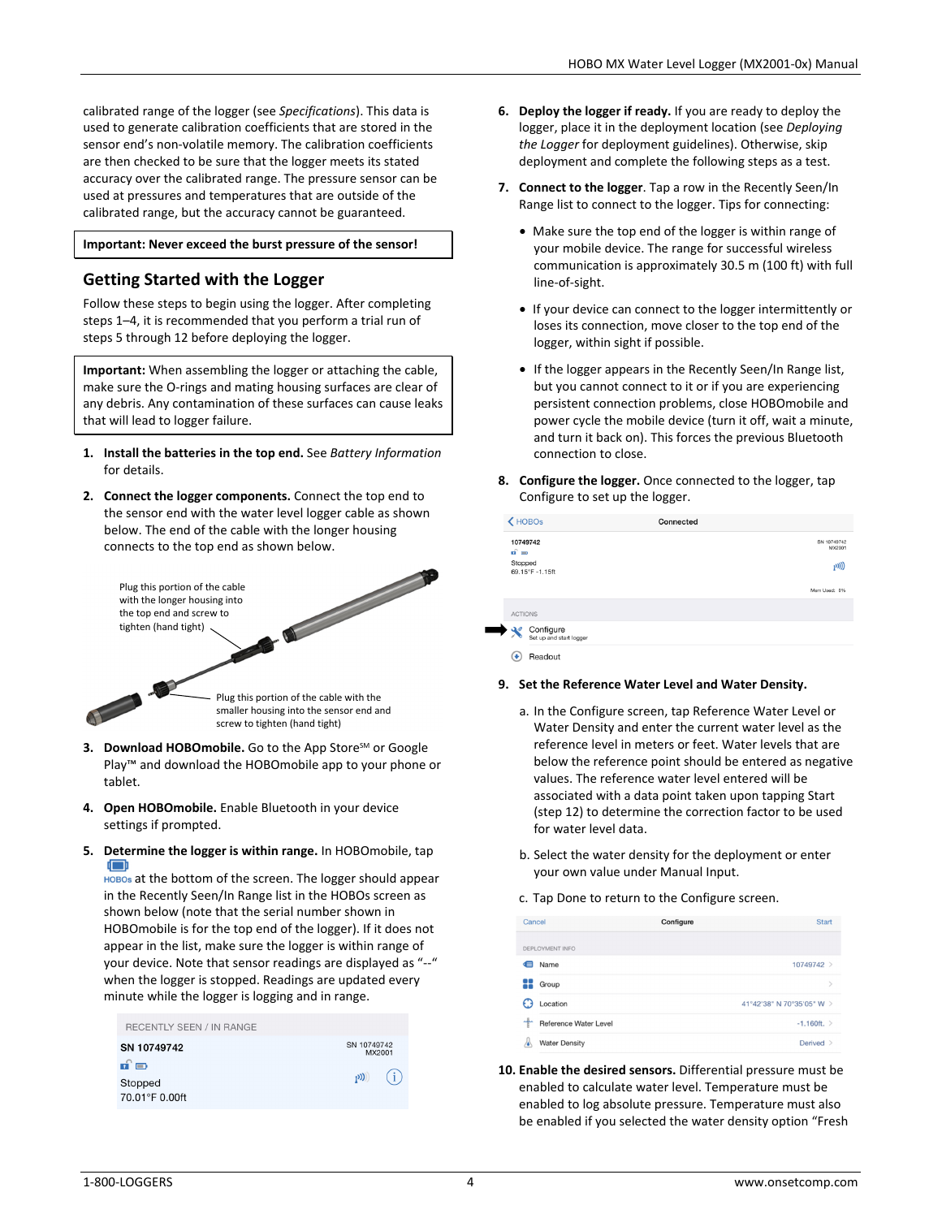calibrated range of the logger (see *Specifications*). This data is used to generate calibration coefficients that are stored in the sensor end's non-volatile memory. The calibration coefficients are then checked to be sure that the logger meets its stated accuracy over the calibrated range. The pressure sensor can be used at pressures and temperatures that are outside of the calibrated range, but the accuracy cannot be guaranteed.

**Important: Never exceed the burst pressure of the sensor!**

## Getting Started with the Logger

Follow these steps to begin using the logger. After completing steps 1–4, it is recommended that you perform a trial run of steps 5 through 12 before deploying the logger.

**Important:** When assembling the logger or attaching the cable, make sure the O-rings and mating housing surfaces are clear of any debris. Any contamination of these surfaces can cause leaks that will lead to logger failure.

1. **Install the batteries in the top end.** See *Battery Information* for details.

2. **Connect the logger components.** Connect the top end to the sensor end with the water level logger cable as shown below. The end of the cable with the longer housing connects to the top end as shown below.

   Plug this portion of the cable with the longer housing into the top end and screw to tighten (hand tight)

   Plug this portion of the cable with the smaller housing into the sensor end and screw to tighten (hand tight)

3. **Download HOBOmobile.** Go to the App Store℠ or Google Play™ and download the HOBOmobile app to your phone or tablet.

4. **Open HOBOmobile.** Enable Bluetooth in your device settings if prompted.

5. **Determine the logger is within range.** In HOBOmobile, tap HOBOs at the bottom of the screen. The logger should appear in the Recently Seen/In Range list in the HOBOs screen as shown below (note that the serial number shown in HOBOmobile is for the top end of the logger). If it does not appear in the list, make sure the logger is within range of your device. Note that sensor readings are displayed as "--" when the logger is stopped. Readings are updated every minute while the logger is logging and in range.

   RECENTLY SEEN / IN RANGE
   SN 10749742 — SN 10749742 MX2001
   Stopped
   70.01°F 0.00ft

6. **Deploy the logger if ready.** If you are ready to deploy the logger, place it in the deployment location (see *Deploying the Logger* for deployment guidelines). Otherwise, skip deployment and complete the following steps as a test.

7. **Connect to the logger**. Tap a row in the Recently Seen/In Range list to connect to the logger. Tips for connecting:

   - Make sure the top end of the logger is within range of your mobile device. The range for successful wireless communication is approximately 30.5 m (100 ft) with full line-of-sight.
   - If your device can connect to the logger intermittently or loses its connection, move closer to the top end of the logger, within sight if possible.
   - If the logger appears in the Recently Seen/In Range list, but you cannot connect to it or if you are experiencing persistent connection problems, close HOBOmobile and power cycle the mobile device (turn it off, wait a minute, and turn it back on). This forces the previous Bluetooth connection to close.

8. **Configure the logger.** Once connected to the logger, tap Configure to set up the logger.

   HOBOs — Connected
   10749742 — SN 10749742 MX2001
   Stopped
   69.15°F -1.15ft
   Mem Used: 0%
   ACTIONS
   Configure — Set up and start logger
   Readout

9. **Set the Reference Water Level and Water Density.**

   a. In the Configure screen, tap Reference Water Level or Water Density and enter the current water level as the reference level in meters or feet. Water levels that are below the reference point should be entered as negative values. The reference water level entered will be associated with a data point taken upon tapping Start (step 12) to determine the correction factor to be used for water level data.

   b. Select the water density for the deployment or enter your own value under Manual Input.

   c. Tap Done to return to the Configure screen.

   | Cancel | Configure | Start |
   |---|---|---|
   | DEPLOYMENT INFO | | |
   | Name | | 10749742 |
   | Group | | |
   | Location | | 41°42'38" N 70°35'05" W |
   | Reference Water Level | | -1.160ft. |
   | Water Density | | Derived |

10. **Enable the desired sensors.** Differential pressure must be enabled to calculate water level. Temperature must be enabled to log absolute pressure. Temperature must also be enabled if you selected the water density option "Fresh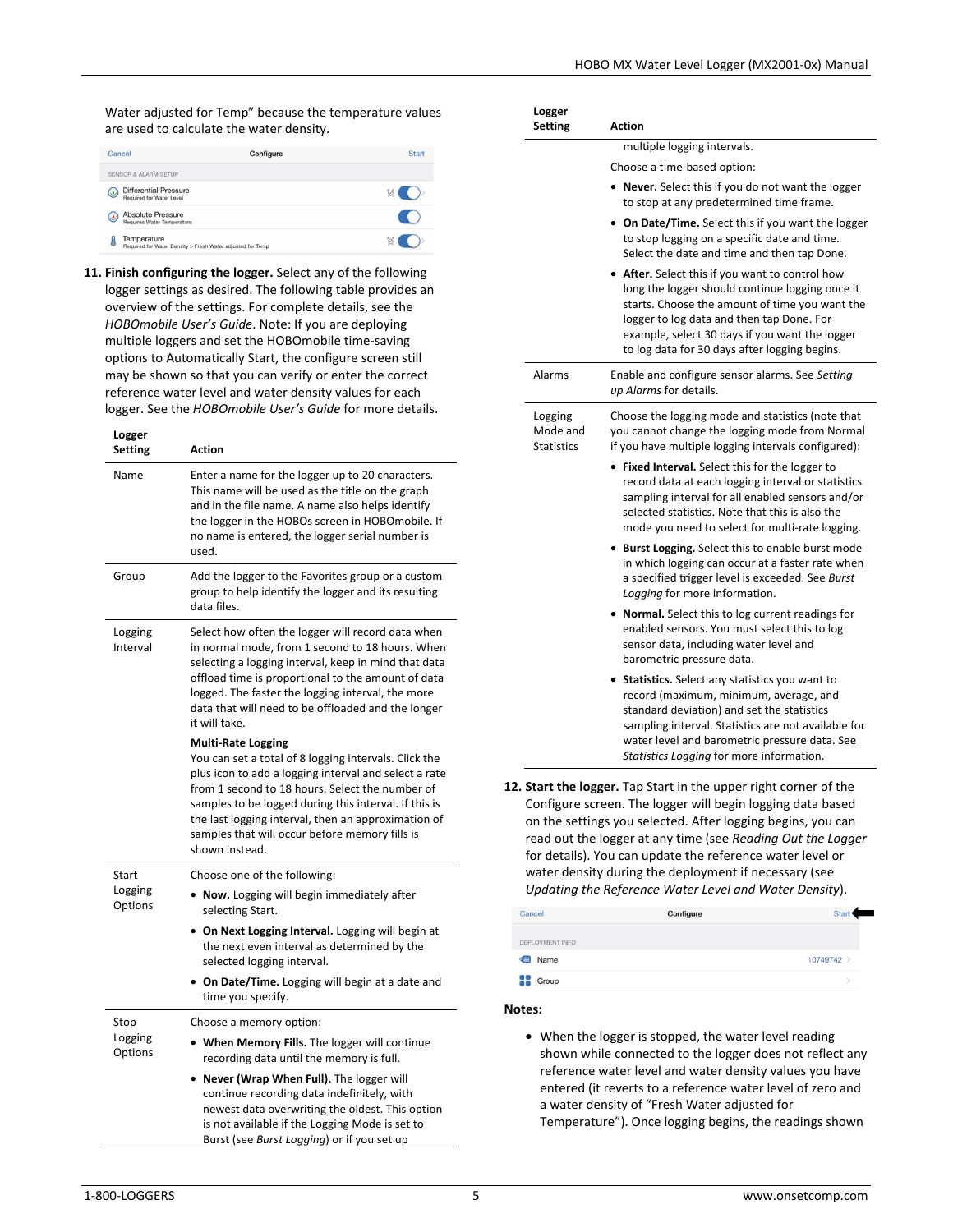Water adjusted for Temp" because the temperature values are used to calculate the water density.

11. **Finish configuring the logger.** Select any of the following logger settings as desired. The following table provides an overview of the settings. For complete details, see the *HOBOmobile User's Guide*. Note: If you are deploying multiple loggers and set the HOBOmobile time-saving options to Automatically Start, the configure screen still may be shown so that you can verify or enter the correct reference water level and water density values for each logger. See the *HOBOmobile User's Guide* for more details.

| Logger Setting | Action |
|---|---|
| Name | Enter a name for the logger up to 20 characters. This name will be used as the title on the graph and in the file name. A name also helps identify the logger in the HOBOs screen in HOBOmobile. If no name is entered, the logger serial number is used. |
| Group | Add the logger to the Favorites group or a custom group to help identify the logger and its resulting data files. |
| Logging Interval | Select how often the logger will record data when in normal mode, from 1 second to 18 hours. When selecting a logging interval, keep in mind that data offload time is proportional to the amount of data logged. The faster the logging interval, the more data that will need to be offloaded and the longer it will take.<br><br>**Multi-Rate Logging**<br>You can set a total of 8 logging intervals. Click the plus icon to add a logging interval and select a rate from 1 second to 18 hours. Select the number of samples to be logged during this interval. If this is the last logging interval, then an approximation of samples that will occur before memory fills is shown instead. |
| Start Logging Options | Choose one of the following:<br>• **Now.** Logging will begin immediately after selecting Start.<br>• **On Next Logging Interval.** Logging will begin at the next even interval as determined by the selected logging interval.<br>• **On Date/Time.** Logging will begin at a date and time you specify. |
| Stop Logging Options | Choose a memory option:<br>• **When Memory Fills.** The logger will continue recording data until the memory is full.<br>• **Never (Wrap When Full).** The logger will continue recording data indefinitely, with newest data overwriting the oldest. This option is not available if the Logging Mode is set to Burst (see *Burst Logging*) or if you set up multiple logging intervals.<br><br>Choose a time-based option:<br>• **Never.** Select this if you do not want the logger to stop at any predetermined time frame.<br>• **On Date/Time.** Select this if you want the logger to stop logging on a specific date and time. Select the date and time and then tap Done.<br>• **After.** Select this if you want to control how long the logger should continue logging once it starts. Choose the amount of time you want the logger to log data and then tap Done. For example, select 30 days if you want the logger to log data for 30 days after logging begins. |
| Alarms | Enable and configure sensor alarms. See *Setting up Alarms* for details. |
| Logging Mode and Statistics | Choose the logging mode and statistics (note that you cannot change the logging mode from Normal if you have multiple logging intervals configured):<br>• **Fixed Interval.** Select this for the logger to record data at each logging interval or statistics sampling interval for all enabled sensors and/or selected statistics. Note that this is also the mode you need to select for multi-rate logging.<br>• **Burst Logging.** Select this to enable burst mode in which logging can occur at a faster rate when a specified trigger level is exceeded. See *Burst Logging* for more information.<br>• **Normal.** Select this to log current readings for enabled sensors. You must select this to log sensor data, including water level and barometric pressure data.<br>• **Statistics.** Select any statistics you want to record (maximum, minimum, average, and standard deviation) and set the statistics sampling interval. Statistics are not available for water level and barometric pressure data. See *Statistics Logging* for more information. |

12. **Start the logger.** Tap Start in the upper right corner of the Configure screen. The logger will begin logging data based on the settings you selected. After logging begins, you can read out the logger at any time (see *Reading Out the Logger* for details). You can update the reference water level or water density during the deployment if necessary (see *Updating the Reference Water Level and Water Density*).

**Notes:**

- When the logger is stopped, the water level reading shown while connected to the logger does not reflect any reference water level and water density values you have entered (it reverts to a reference water level of zero and a water density of "Fresh Water adjusted for Temperature"). Once logging begins, the readings shown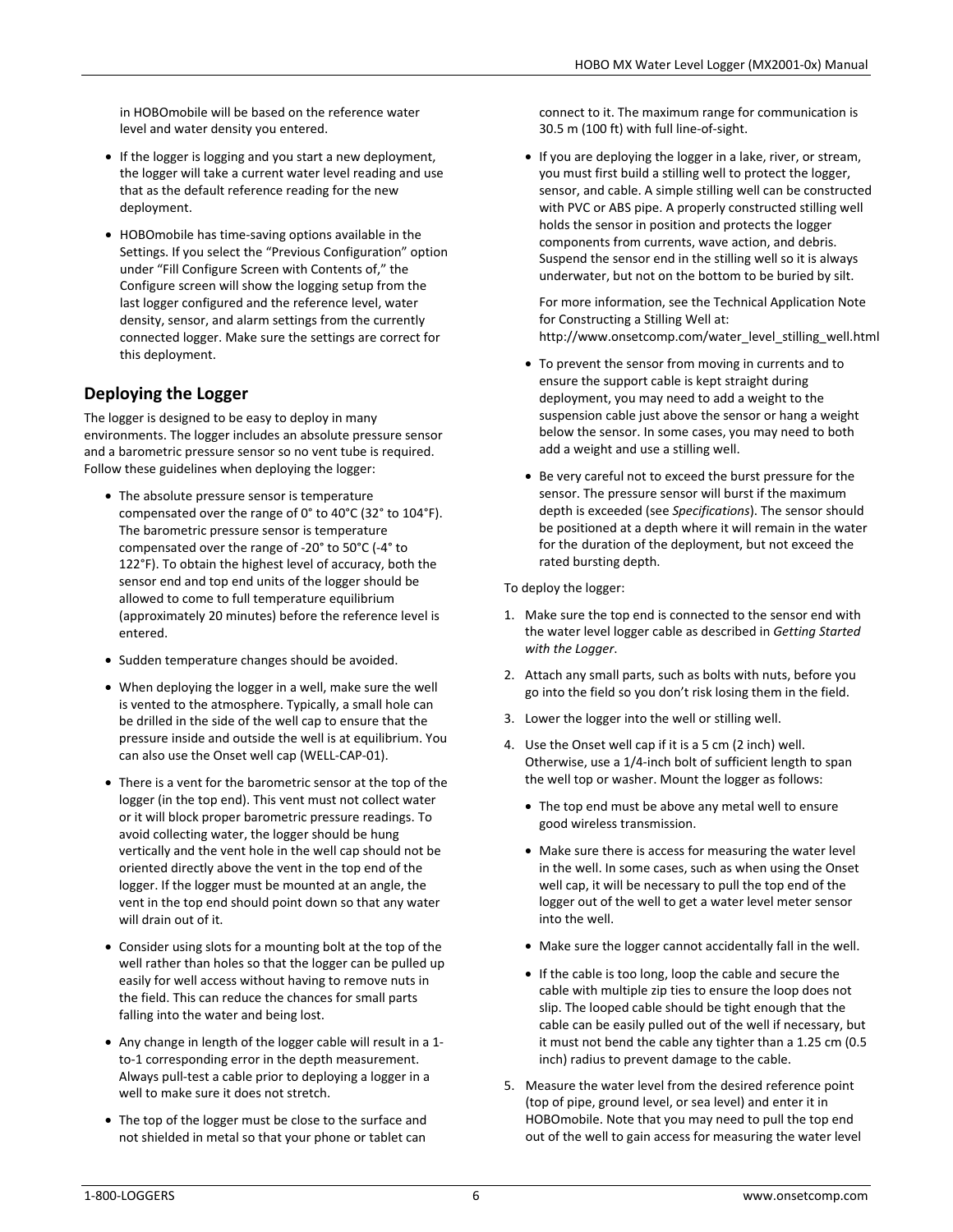in HOBOmobile will be based on the reference water level and water density you entered.

- If the logger is logging and you start a new deployment, the logger will take a current water level reading and use that as the default reference reading for the new deployment.
- HOBOmobile has time-saving options available in the Settings. If you select the "Previous Configuration" option under "Fill Configure Screen with Contents of," the Configure screen will show the logging setup from the last logger configured and the reference level, water density, sensor, and alarm settings from the currently connected logger. Make sure the settings are correct for this deployment.

## Deploying the Logger

The logger is designed to be easy to deploy in many environments. The logger includes an absolute pressure sensor and a barometric pressure sensor so no vent tube is required. Follow these guidelines when deploying the logger:

- The absolute pressure sensor is temperature compensated over the range of 0° to 40°C (32° to 104°F). The barometric pressure sensor is temperature compensated over the range of -20° to 50°C (-4° to 122°F). To obtain the highest level of accuracy, both the sensor end and top end units of the logger should be allowed to come to full temperature equilibrium (approximately 20 minutes) before the reference level is entered.
- Sudden temperature changes should be avoided.
- When deploying the logger in a well, make sure the well is vented to the atmosphere. Typically, a small hole can be drilled in the side of the well cap to ensure that the pressure inside and outside the well is at equilibrium. You can also use the Onset well cap (WELL-CAP-01).
- There is a vent for the barometric sensor at the top of the logger (in the top end). This vent must not collect water or it will block proper barometric pressure readings. To avoid collecting water, the logger should be hung vertically and the vent hole in the well cap should not be oriented directly above the vent in the top end of the logger. If the logger must be mounted at an angle, the vent in the top end should point down so that any water will drain out of it.
- Consider using slots for a mounting bolt at the top of the well rather than holes so that the logger can be pulled up easily for well access without having to remove nuts in the field. This can reduce the chances for small parts falling into the water and being lost.
- Any change in length of the logger cable will result in a 1-to-1 corresponding error in the depth measurement. Always pull-test a cable prior to deploying a logger in a well to make sure it does not stretch.
- The top of the logger must be close to the surface and not shielded in metal so that your phone or tablet can connect to it. The maximum range for communication is 30.5 m (100 ft) with full line-of-sight.
- If you are deploying the logger in a lake, river, or stream, you must first build a stilling well to protect the logger, sensor, and cable. A simple stilling well can be constructed with PVC or ABS pipe. A properly constructed stilling well holds the sensor in position and protects the logger components from currents, wave action, and debris. Suspend the sensor end in the stilling well so it is always underwater, but not on the bottom to be buried by silt.

  For more information, see the Technical Application Note for Constructing a Stilling Well at: http://www.onsetcomp.com/water_level_stilling_well.html
- To prevent the sensor from moving in currents and to ensure the support cable is kept straight during deployment, you may need to add a weight to the suspension cable just above the sensor or hang a weight below the sensor. In some cases, you may need to both add a weight and use a stilling well.
- Be very careful not to exceed the burst pressure for the sensor. The pressure sensor will burst if the maximum depth is exceeded (see *Specifications*). The sensor should be positioned at a depth where it will remain in the water for the duration of the deployment, but not exceed the rated bursting depth.

To deploy the logger:

1. Make sure the top end is connected to the sensor end with the water level logger cable as described in *Getting Started with the Logger*.
2. Attach any small parts, such as bolts with nuts, before you go into the field so you don't risk losing them in the field.
3. Lower the logger into the well or stilling well.
4. Use the Onset well cap if it is a 5 cm (2 inch) well. Otherwise, use a 1/4-inch bolt of sufficient length to span the well top or washer. Mount the logger as follows:
   - The top end must be above any metal well to ensure good wireless transmission.
   - Make sure there is access for measuring the water level in the well. In some cases, such as when using the Onset well cap, it will be necessary to pull the top end of the logger out of the well to get a water level meter sensor into the well.
   - Make sure the logger cannot accidentally fall in the well.
   - If the cable is too long, loop the cable and secure the cable with multiple zip ties to ensure the loop does not slip. The looped cable should be tight enough that the cable can be easily pulled out of the well if necessary, but it must not bend the cable any tighter than a 1.25 cm (0.5 inch) radius to prevent damage to the cable.
5. Measure the water level from the desired reference point (top of pipe, ground level, or sea level) and enter it in HOBOmobile. Note that you may need to pull the top end out of the well to gain access for measuring the water level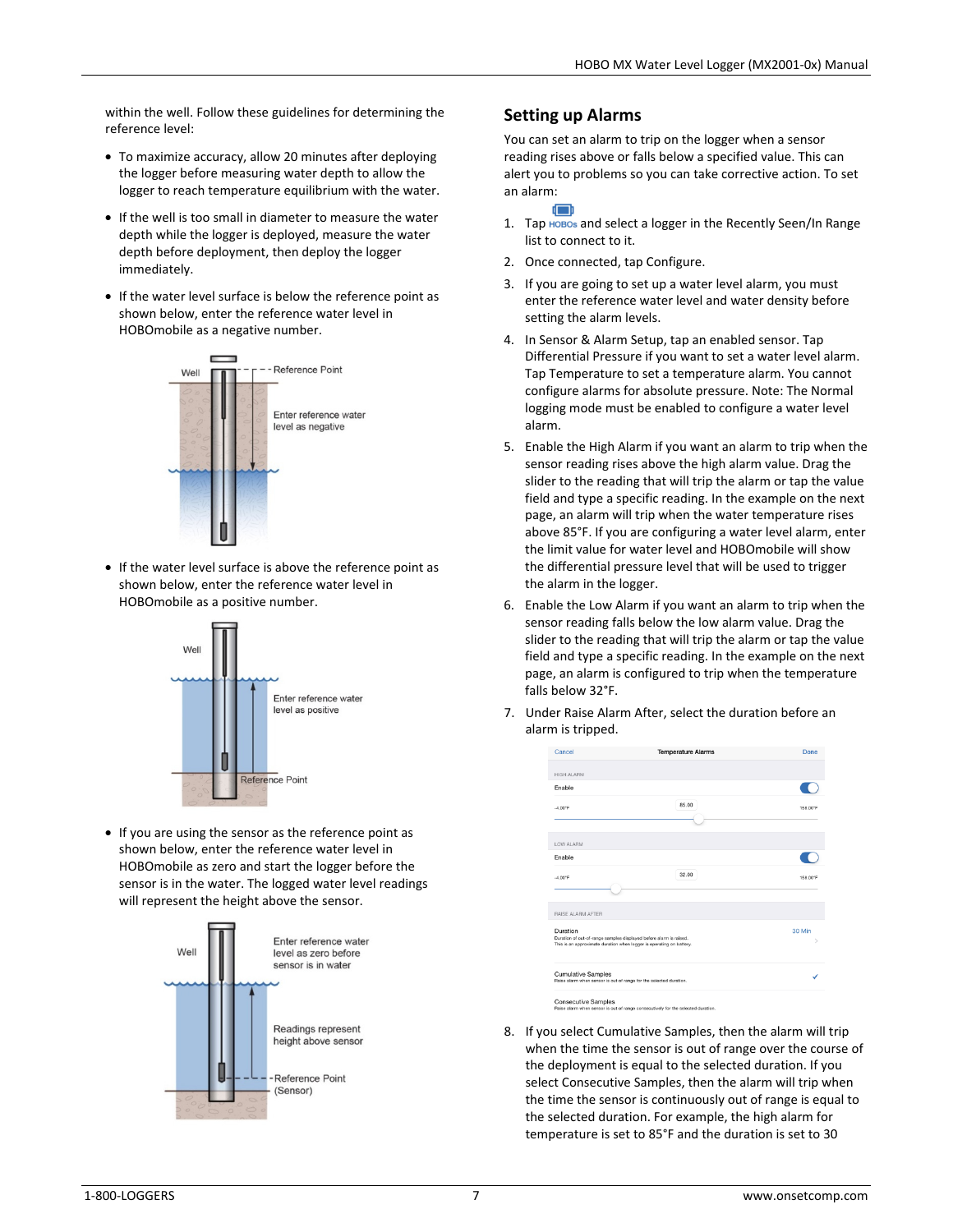within the well. Follow these guidelines for determining the reference level:

- To maximize accuracy, allow 20 minutes after deploying the logger before measuring water depth to allow the logger to reach temperature equilibrium with the water.
- If the well is too small in diameter to measure the water depth while the logger is deployed, measure the water depth before deployment, then deploy the logger immediately.
- If the water level surface is below the reference point as shown below, enter the reference water level in HOBOmobile as a negative number.
- If the water level surface is above the reference point as shown below, enter the reference water level in HOBOmobile as a positive number.
- If you are using the sensor as the reference point as shown below, enter the reference water level in HOBOmobile as zero and start the logger before the sensor is in the water. The logged water level readings will represent the height above the sensor.

## Setting up Alarms

You can set an alarm to trip on the logger when a sensor reading rises above or falls below a specified value. This can alert you to problems so you can take corrective action. To set an alarm:

1. Tap HOBOs and select a logger in the Recently Seen/In Range list to connect to it.
2. Once connected, tap Configure.
3. If you are going to set up a water level alarm, you must enter the reference water level and water density before setting the alarm levels.
4. In Sensor & Alarm Setup, tap an enabled sensor. Tap Differential Pressure if you want to set a water level alarm. Tap Temperature to set a temperature alarm. You cannot configure alarms for absolute pressure. Note: The Normal logging mode must be enabled to configure a water level alarm.
5. Enable the High Alarm if you want an alarm to trip when the sensor reading rises above the high alarm value. Drag the slider to the reading that will trip the alarm or tap the value field and type a specific reading. In the example on the next page, an alarm will trip when the water temperature rises above 85°F. If you are configuring a water level alarm, enter the limit value for water level and HOBOmobile will show the differential pressure level that will be used to trigger the alarm in the logger.
6. Enable the Low Alarm if you want an alarm to trip when the sensor reading falls below the low alarm value. Drag the slider to the reading that will trip the alarm or tap the value field and type a specific reading. In the example on the next page, an alarm is configured to trip when the temperature falls below 32°F.
7. Under Raise Alarm After, select the duration before an alarm is tripped.
8. If you select Cumulative Samples, then the alarm will trip when the time the sensor is out of range over the course of the deployment is equal to the selected duration. If you select Consecutive Samples, then the alarm will trip when the time the sensor is continuously out of range is equal to the selected duration. For example, the high alarm for temperature is set to 85°F and the duration is set to 30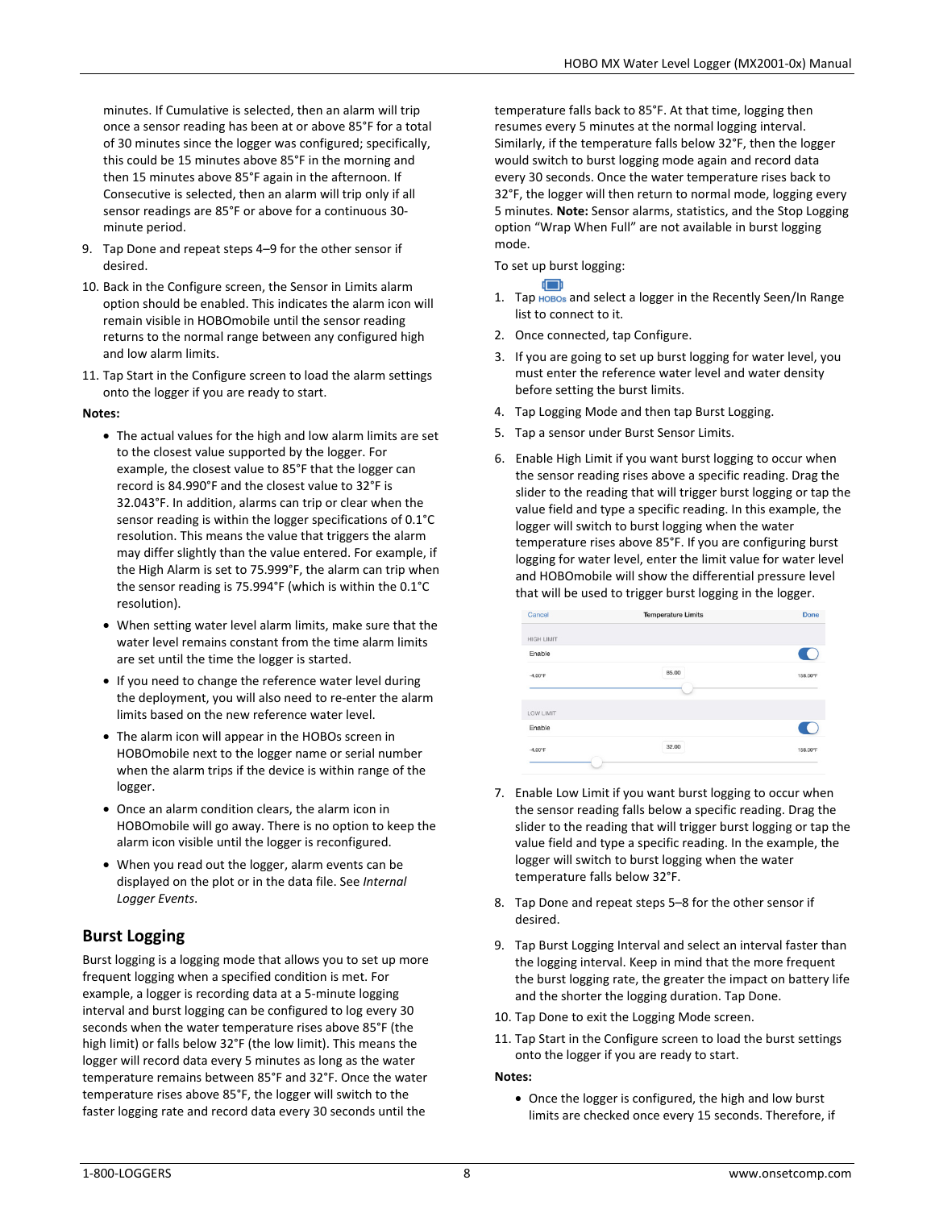minutes. If Cumulative is selected, then an alarm will trip once a sensor reading has been at or above 85°F for a total of 30 minutes since the logger was configured; specifically, this could be 15 minutes above 85°F in the morning and then 15 minutes above 85°F again in the afternoon. If Consecutive is selected, then an alarm will trip only if all sensor readings are 85°F or above for a continuous 30-minute period.

9. Tap Done and repeat steps 4–9 for the other sensor if desired.
10. Back in the Configure screen, the Sensor in Limits alarm option should be enabled. This indicates the alarm icon will remain visible in HOBOmobile until the sensor reading returns to the normal range between any configured high and low alarm limits.
11. Tap Start in the Configure screen to load the alarm settings onto the logger if you are ready to start.

**Notes:**

- The actual values for the high and low alarm limits are set to the closest value supported by the logger. For example, the closest value to 85°F that the logger can record is 84.990°F and the closest value to 32°F is 32.043°F. In addition, alarms can trip or clear when the sensor reading is within the logger specifications of 0.1°C resolution. This means the value that triggers the alarm may differ slightly than the value entered. For example, if the High Alarm is set to 75.999°F, the alarm can trip when the sensor reading is 75.994°F (which is within the 0.1°C resolution).
- When setting water level alarm limits, make sure that the water level remains constant from the time alarm limits are set until the time the logger is started.
- If you need to change the reference water level during the deployment, you will also need to re-enter the alarm limits based on the new reference water level.
- The alarm icon will appear in the HOBOs screen in HOBOmobile next to the logger name or serial number when the alarm trips if the device is within range of the logger.
- Once an alarm condition clears, the alarm icon in HOBOmobile will go away. There is no option to keep the alarm icon visible until the logger is reconfigured.
- When you read out the logger, alarm events can be displayed on the plot or in the data file. See *Internal Logger Events*.

## Burst Logging

Burst logging is a logging mode that allows you to set up more frequent logging when a specified condition is met. For example, a logger is recording data at a 5-minute logging interval and burst logging can be configured to log every 30 seconds when the water temperature rises above 85°F (the high limit) or falls below 32°F (the low limit). This means the logger will record data every 5 minutes as long as the water temperature remains between 85°F and 32°F. Once the water temperature rises above 85°F, the logger will switch to the faster logging rate and record data every 30 seconds until the temperature falls back to 85°F. At that time, logging then resumes every 5 minutes at the normal logging interval. Similarly, if the temperature falls below 32°F, then the logger would switch to burst logging mode again and record data every 30 seconds. Once the water temperature rises back to 32°F, the logger will then return to normal mode, logging every 5 minutes. **Note:** Sensor alarms, statistics, and the Stop Logging option "Wrap When Full" are not available in burst logging mode.

To set up burst logging:

1. Tap HOBOs and select a logger in the Recently Seen/In Range list to connect to it.
2. Once connected, tap Configure.
3. If you are going to set up burst logging for water level, you must enter the reference water level and water density before setting the burst limits.
4. Tap Logging Mode and then tap Burst Logging.
5. Tap a sensor under Burst Sensor Limits.
6. Enable High Limit if you want burst logging to occur when the sensor reading rises above a specific reading. Drag the slider to the reading that will trigger burst logging or tap the value field and type a specific reading. In this example, the logger will switch to burst logging when the water temperature rises above 85°F. If you are configuring burst logging for water level, enter the limit value for water level and HOBOmobile will show the differential pressure level that will be used to trigger burst logging in the logger.

7. Enable Low Limit if you want burst logging to occur when the sensor reading falls below a specific reading. Drag the slider to the reading that will trigger burst logging or tap the value field and type a specific reading. In the example, the logger will switch to burst logging when the water temperature falls below 32°F.
8. Tap Done and repeat steps 5–8 for the other sensor if desired.
9. Tap Burst Logging Interval and select an interval faster than the logging interval. Keep in mind that the more frequent the burst logging rate, the greater the impact on battery life and the shorter the logging duration. Tap Done.
10. Tap Done to exit the Logging Mode screen.
11. Tap Start in the Configure screen to load the burst settings onto the logger if you are ready to start.

**Notes:**

- Once the logger is configured, the high and low burst limits are checked once every 15 seconds. Therefore, if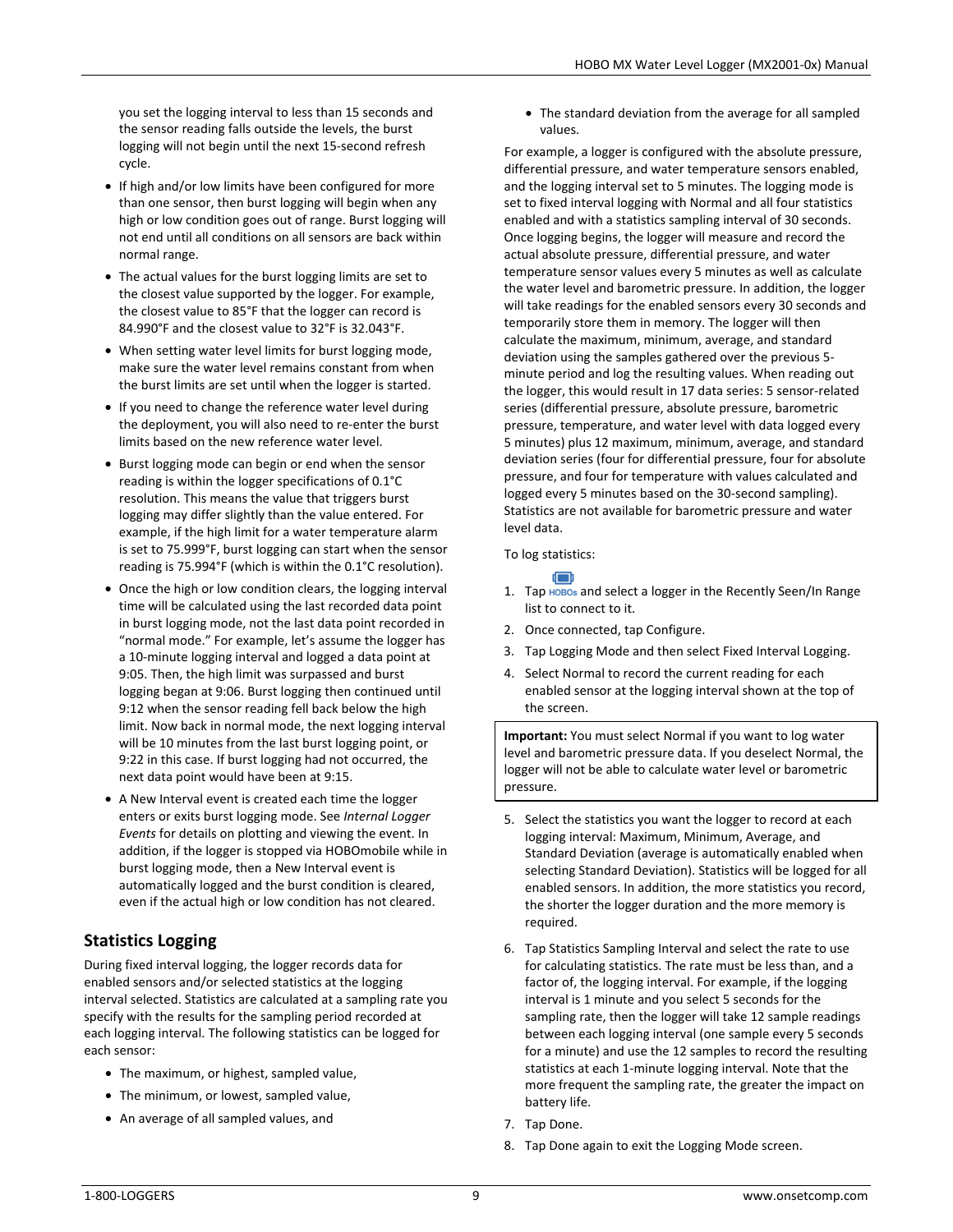you set the logging interval to less than 15 seconds and the sensor reading falls outside the levels, the burst logging will not begin until the next 15-second refresh cycle.

- If high and/or low limits have been configured for more than one sensor, then burst logging will begin when any high or low condition goes out of range. Burst logging will not end until all conditions on all sensors are back within normal range.
- The actual values for the burst logging limits are set to the closest value supported by the logger. For example, the closest value to 85°F that the logger can record is 84.990°F and the closest value to 32°F is 32.043°F.
- When setting water level limits for burst logging mode, make sure the water level remains constant from when the burst limits are set until when the logger is started.
- If you need to change the reference water level during the deployment, you will also need to re-enter the burst limits based on the new reference water level.
- Burst logging mode can begin or end when the sensor reading is within the logger specifications of 0.1°C resolution. This means the value that triggers burst logging may differ slightly than the value entered. For example, if the high limit for a water temperature alarm is set to 75.999°F, burst logging can start when the sensor reading is 75.994°F (which is within the 0.1°C resolution).
- Once the high or low condition clears, the logging interval time will be calculated using the last recorded data point in burst logging mode, not the last data point recorded in "normal mode." For example, let's assume the logger has a 10-minute logging interval and logged a data point at 9:05. Then, the high limit was surpassed and burst logging began at 9:06. Burst logging then continued until 9:12 when the sensor reading fell back below the high limit. Now back in normal mode, the next logging interval will be 10 minutes from the last burst logging point, or 9:22 in this case. If burst logging had not occurred, the next data point would have been at 9:15.
- A New Interval event is created each time the logger enters or exits burst logging mode. See *Internal Logger Events* for details on plotting and viewing the event. In addition, if the logger is stopped via HOBOmobile while in burst logging mode, then a New Interval event is automatically logged and the burst condition is cleared, even if the actual high or low condition has not cleared.

## Statistics Logging

During fixed interval logging, the logger records data for enabled sensors and/or selected statistics at the logging interval selected. Statistics are calculated at a sampling rate you specify with the results for the sampling period recorded at each logging interval. The following statistics can be logged for each sensor:

- The maximum, or highest, sampled value,
- The minimum, or lowest, sampled value,
- An average of all sampled values, and
- The standard deviation from the average for all sampled values.

For example, a logger is configured with the absolute pressure, differential pressure, and water temperature sensors enabled, and the logging interval set to 5 minutes. The logging mode is set to fixed interval logging with Normal and all four statistics enabled and with a statistics sampling interval of 30 seconds. Once logging begins, the logger will measure and record the actual absolute pressure, differential pressure, and water temperature sensor values every 5 minutes as well as calculate the water level and barometric pressure. In addition, the logger will take readings for the enabled sensors every 30 seconds and temporarily store them in memory. The logger will then calculate the maximum, minimum, average, and standard deviation using the samples gathered over the previous 5-minute period and log the resulting values. When reading out the logger, this would result in 17 data series: 5 sensor-related series (differential pressure, absolute pressure, barometric pressure, temperature, and water level with data logged every 5 minutes) plus 12 maximum, minimum, average, and standard deviation series (four for differential pressure, four for absolute pressure, and four for temperature with values calculated and logged every 5 minutes based on the 30-second sampling). Statistics are not available for barometric pressure and water level data.

To log statistics:

1. Tap HOBOs and select a logger in the Recently Seen/In Range list to connect to it.
2. Once connected, tap Configure.
3. Tap Logging Mode and then select Fixed Interval Logging.
4. Select Normal to record the current reading for each enabled sensor at the logging interval shown at the top of the screen.

**Important:** You must select Normal if you want to log water level and barometric pressure data. If you deselect Normal, the logger will not be able to calculate water level or barometric pressure.

5. Select the statistics you want the logger to record at each logging interval: Maximum, Minimum, Average, and Standard Deviation (average is automatically enabled when selecting Standard Deviation). Statistics will be logged for all enabled sensors. In addition, the more statistics you record, the shorter the logger duration and the more memory is required.
6. Tap Statistics Sampling Interval and select the rate to use for calculating statistics. The rate must be less than, and a factor of, the logging interval. For example, if the logging interval is 1 minute and you select 5 seconds for the sampling rate, then the logger will take 12 sample readings between each logging interval (one sample every 5 seconds for a minute) and use the 12 samples to record the resulting statistics at each 1-minute logging interval. Note that the more frequent the sampling rate, the greater the impact on battery life.
7. Tap Done.
8. Tap Done again to exit the Logging Mode screen.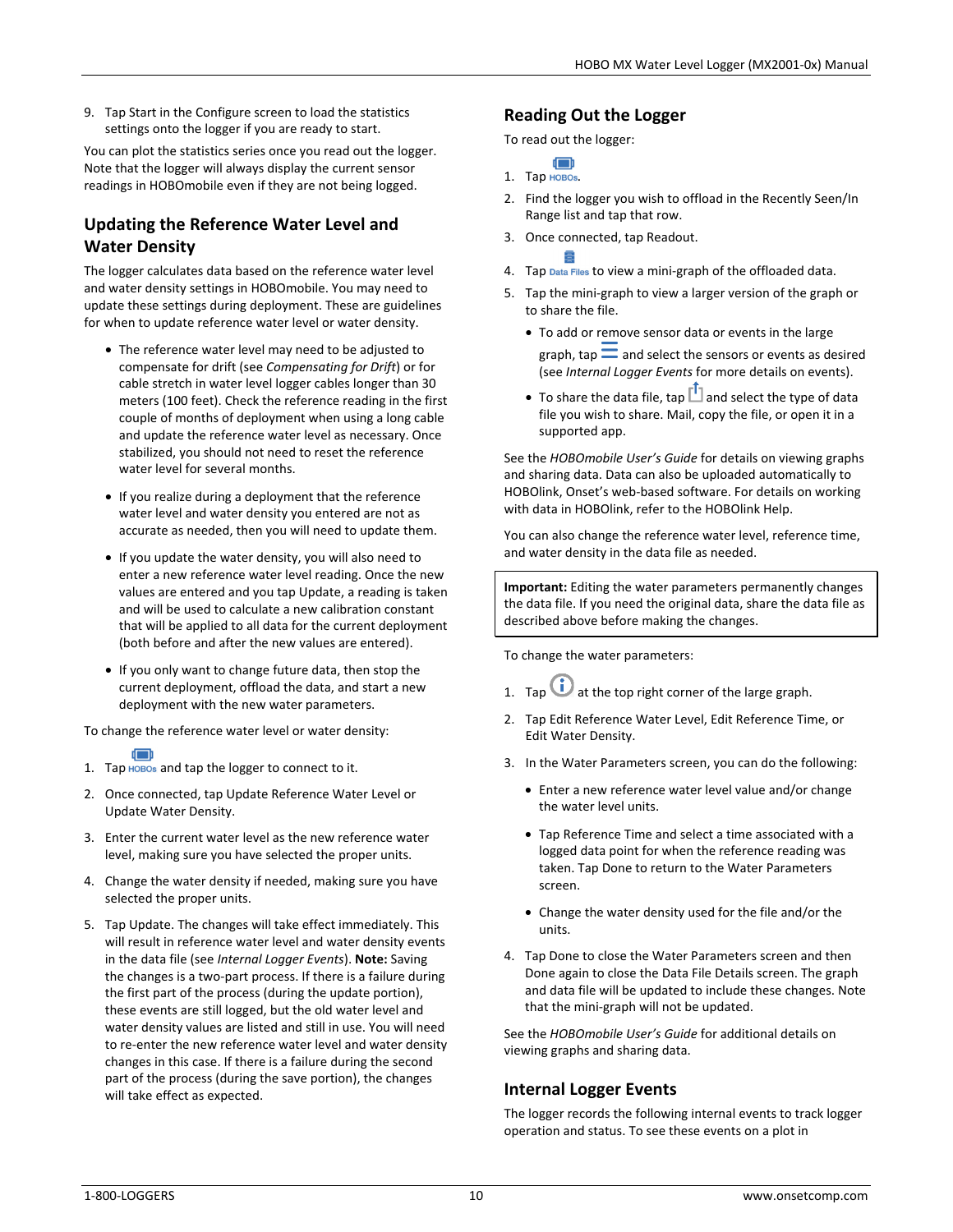9. Tap Start in the Configure screen to load the statistics settings onto the logger if you are ready to start.

You can plot the statistics series once you read out the logger. Note that the logger will always display the current sensor readings in HOBOmobile even if they are not being logged.

## Updating the Reference Water Level and Water Density

The logger calculates data based on the reference water level and water density settings in HOBOmobile. You may need to update these settings during deployment. These are guidelines for when to update reference water level or water density.

- The reference water level may need to be adjusted to compensate for drift (see *Compensating for Drift*) or for cable stretch in water level logger cables longer than 30 meters (100 feet). Check the reference reading in the first couple of months of deployment when using a long cable and update the reference water level as necessary. Once stabilized, you should not need to reset the reference water level for several months.
- If you realize during a deployment that the reference water level and water density you entered are not as accurate as needed, then you will need to update them.
- If you update the water density, you will also need to enter a new reference water level reading. Once the new values are entered and you tap Update, a reading is taken and will be used to calculate a new calibration constant that will be applied to all data for the current deployment (both before and after the new values are entered).
- If you only want to change future data, then stop the current deployment, offload the data, and start a new deployment with the new water parameters.

To change the reference water level or water density:

1. Tap HOBOs and tap the logger to connect to it.
2. Once connected, tap Update Reference Water Level or Update Water Density.
3. Enter the current water level as the new reference water level, making sure you have selected the proper units.
4. Change the water density if needed, making sure you have selected the proper units.
5. Tap Update. The changes will take effect immediately. This will result in reference water level and water density events in the data file (see *Internal Logger Events*). **Note:** Saving the changes is a two-part process. If there is a failure during the first part of the process (during the update portion), these events are still logged, but the old water level and water density values are listed and still in use. You will need to re-enter the new reference water level and water density changes in this case. If there is a failure during the second part of the process (during the save portion), the changes will take effect as expected.

## Reading Out the Logger

To read out the logger:

1. Tap HOBOs.
2. Find the logger you wish to offload in the Recently Seen/In Range list and tap that row.
3. Once connected, tap Readout.
4. Tap Data Files to view a mini-graph of the offloaded data.
5. Tap the mini-graph to view a larger version of the graph or to share the file.
   - To add or remove sensor data or events in the large graph, tap ☰ and select the sensors or events as desired (see *Internal Logger Events* for more details on events).
   - To share the data file, tap the share icon and select the type of data file you wish to share. Mail, copy the file, or open it in a supported app.

See the *HOBOmobile User's Guide* for details on viewing graphs and sharing data. Data can also be uploaded automatically to HOBOlink, Onset's web-based software. For details on working with data in HOBOlink, refer to the HOBOlink Help.

You can also change the reference water level, reference time, and water density in the data file as needed.

> **Important:** Editing the water parameters permanently changes the data file. If you need the original data, share the data file as described above before making the changes.

To change the water parameters:

1. Tap ⓘ at the top right corner of the large graph.
2. Tap Edit Reference Water Level, Edit Reference Time, or Edit Water Density.
3. In the Water Parameters screen, you can do the following:
   - Enter a new reference water level value and/or change the water level units.
   - Tap Reference Time and select a time associated with a logged data point for when the reference reading was taken. Tap Done to return to the Water Parameters screen.
   - Change the water density used for the file and/or the units.
4. Tap Done to close the Water Parameters screen and then Done again to close the Data File Details screen. The graph and data file will be updated to include these changes. Note that the mini-graph will not be updated.

See the *HOBOmobile User's Guide* for additional details on viewing graphs and sharing data.

## Internal Logger Events

The logger records the following internal events to track logger operation and status. To see these events on a plot in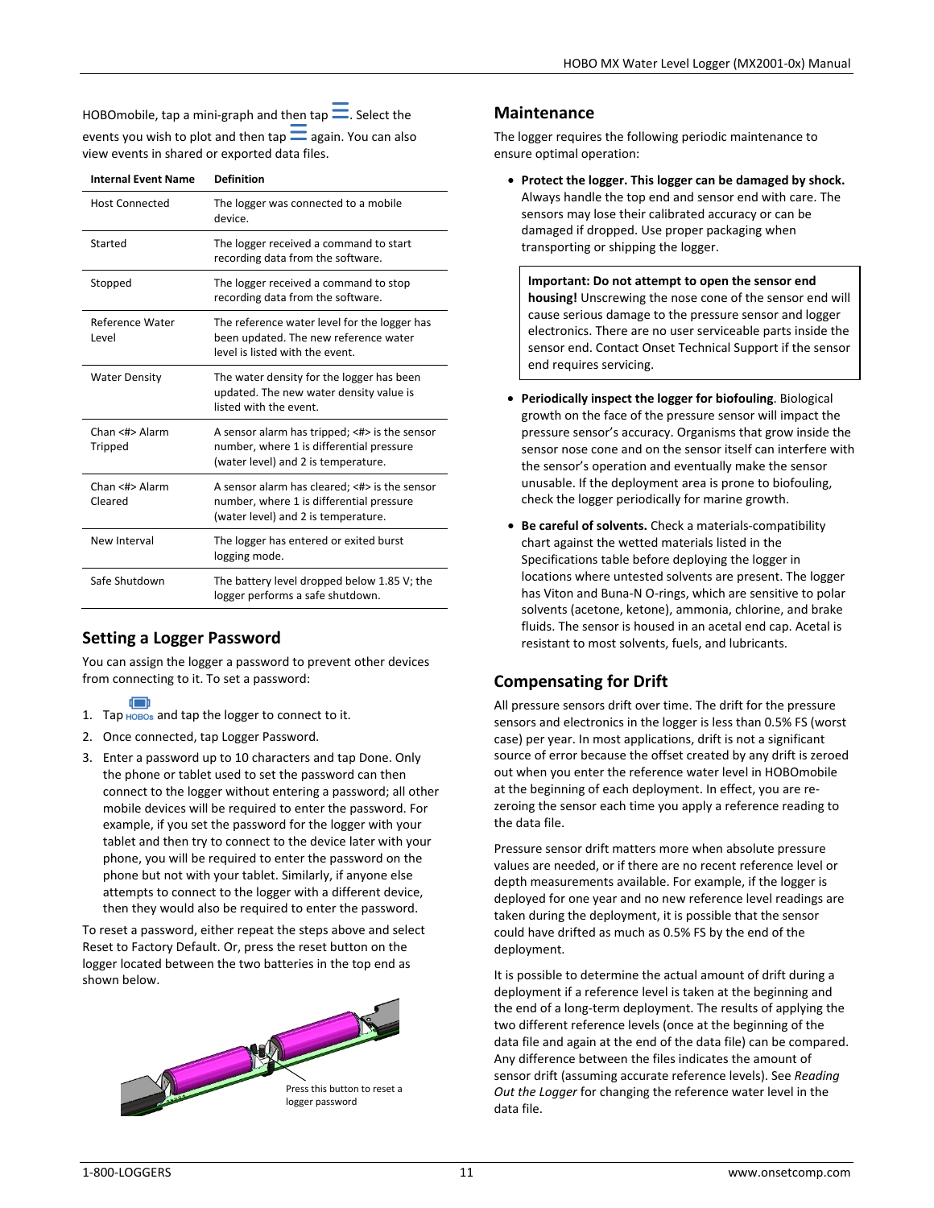HOBOmobile, tap a mini-graph and then tap ☰. Select the events you wish to plot and then tap ☰ again. You can also view events in shared or exported data files.

| Internal Event Name | Definition |
|---|---|
| Host Connected | The logger was connected to a mobile device. |
| Started | The logger received a command to start recording data from the software. |
| Stopped | The logger received a command to stop recording data from the software. |
| Reference Water Level | The reference water level for the logger has been updated. The new reference water level is listed with the event. |
| Water Density | The water density for the logger has been updated. The new water density value is listed with the event. |
| Chan <#> Alarm Tripped | A sensor alarm has tripped; <#> is the sensor number, where 1 is differential pressure (water level) and 2 is temperature. |
| Chan <#> Alarm Cleared | A sensor alarm has cleared; <#> is the sensor number, where 1 is differential pressure (water level) and 2 is temperature. |
| New Interval | The logger has entered or exited burst logging mode. |
| Safe Shutdown | The battery level dropped below 1.85 V; the logger performs a safe shutdown. |

## Setting a Logger Password

You can assign the logger a password to prevent other devices from connecting to it. To set a password:

1. Tap HOBOs and tap the logger to connect to it.
2. Once connected, tap Logger Password.
3. Enter a password up to 10 characters and tap Done. Only the phone or tablet used to set the password can then connect to the logger without entering a password; all other mobile devices will be required to enter the password. For example, if you set the password for the logger with your tablet and then try to connect to the device later with your phone, you will be required to enter the password on the phone but not with your tablet. Similarly, if anyone else attempts to connect to the logger with a different device, then they would also be required to enter the password.

To reset a password, either repeat the steps above and select Reset to Factory Default. Or, press the reset button on the logger located between the two batteries in the top end as shown below.

Press this button to reset a logger password

## Maintenance

The logger requires the following periodic maintenance to ensure optimal operation:

- **Protect the logger. This logger can be damaged by shock.** Always handle the top end and sensor end with care. The sensors may lose their calibrated accuracy or can be damaged if dropped. Use proper packaging when transporting or shipping the logger.

  > **Important: Do not attempt to open the sensor end housing!** Unscrewing the nose cone of the sensor end will cause serious damage to the pressure sensor and logger electronics. There are no user serviceable parts inside the sensor end. Contact Onset Technical Support if the sensor end requires servicing.

- **Periodically inspect the logger for biofouling**. Biological growth on the face of the pressure sensor will impact the pressure sensor's accuracy. Organisms that grow inside the sensor nose cone and on the sensor itself can interfere with the sensor's operation and eventually make the sensor unusable. If the deployment area is prone to biofouling, check the logger periodically for marine growth.
- **Be careful of solvents.** Check a materials-compatibility chart against the wetted materials listed in the Specifications table before deploying the logger in locations where untested solvents are present. The logger has Viton and Buna-N O-rings, which are sensitive to polar solvents (acetone, ketone), ammonia, chlorine, and brake fluids. The sensor is housed in an acetal end cap. Acetal is resistant to most solvents, fuels, and lubricants.

## Compensating for Drift

All pressure sensors drift over time. The drift for the pressure sensors and electronics in the logger is less than 0.5% FS (worst case) per year. In most applications, drift is not a significant source of error because the offset created by any drift is zeroed out when you enter the reference water level in HOBOmobile at the beginning of each deployment. In effect, you are re-zeroing the sensor each time you apply a reference reading to the data file.

Pressure sensor drift matters more when absolute pressure values are needed, or if there are no recent reference level or depth measurements available. For example, if the logger is deployed for one year and no new reference level readings are taken during the deployment, it is possible that the sensor could have drifted as much as 0.5% FS by the end of the deployment.

It is possible to determine the actual amount of drift during a deployment if a reference level is taken at the beginning and the end of a long-term deployment. The results of applying the two different reference levels (once at the beginning of the data file and again at the end of the data file) can be compared. Any difference between the files indicates the amount of sensor drift (assuming accurate reference levels). See *Reading Out the Logger* for changing the reference water level in the data file.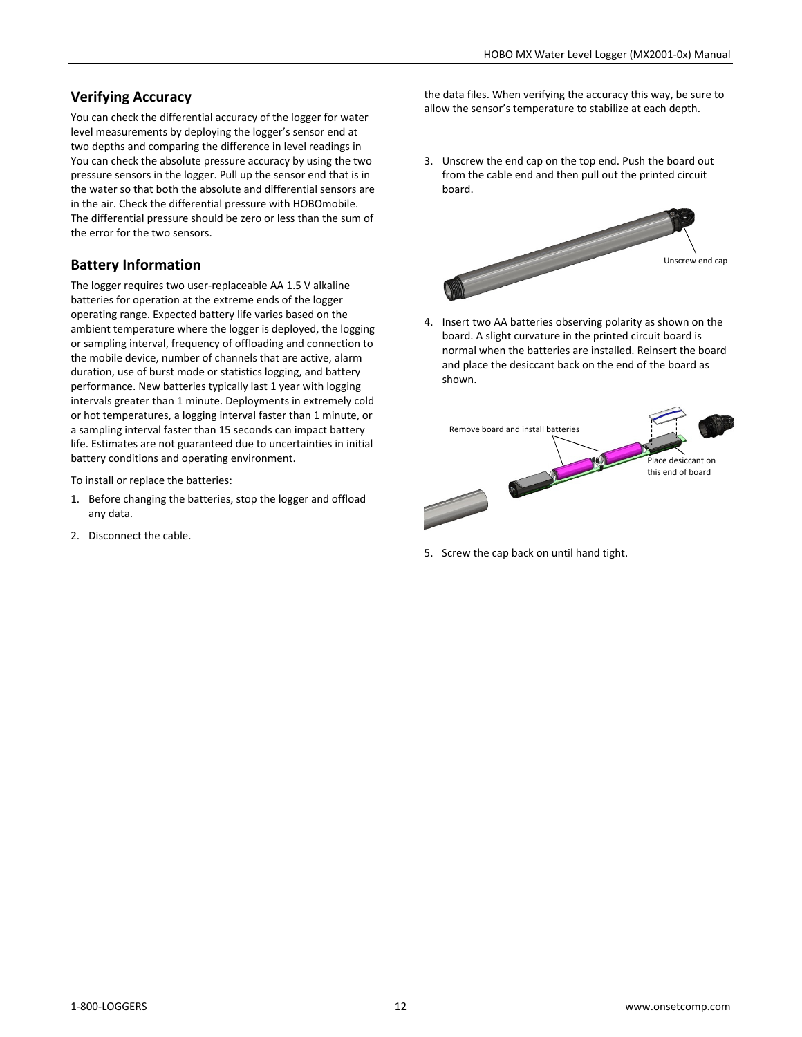## Verifying Accuracy

You can check the differential accuracy of the logger for water level measurements by deploying the logger's sensor end at two depths and comparing the difference in level readings in You can check the absolute pressure accuracy by using the two pressure sensors in the logger. Pull up the sensor end that is in the water so that both the absolute and differential sensors are in the air. Check the differential pressure with HOBOmobile. The differential pressure should be zero or less than the sum of the error for the two sensors.

## Battery Information

The logger requires two user-replaceable AA 1.5 V alkaline batteries for operation at the extreme ends of the logger operating range. Expected battery life varies based on the ambient temperature where the logger is deployed, the logging or sampling interval, frequency of offloading and connection to the mobile device, number of channels that are active, alarm duration, use of burst mode or statistics logging, and battery performance. New batteries typically last 1 year with logging intervals greater than 1 minute. Deployments in extremely cold or hot temperatures, a logging interval faster than 1 minute, or a sampling interval faster than 15 seconds can impact battery life. Estimates are not guaranteed due to uncertainties in initial battery conditions and operating environment.

To install or replace the batteries:

1. Before changing the batteries, stop the logger and offload any data.
2. Disconnect the cable.

the data files. When verifying the accuracy this way, be sure to allow the sensor's temperature to stabilize at each depth.

3. Unscrew the end cap on the top end. Push the board out from the cable end and then pull out the printed circuit board.

Unscrew end cap

4. Insert two AA batteries observing polarity as shown on the board. A slight curvature in the printed circuit board is normal when the batteries are installed. Reinsert the board and place the desiccant back on the end of the board as shown.

Remove board and install batteries

Place desiccant on this end of board

5. Screw the cap back on until hand tight.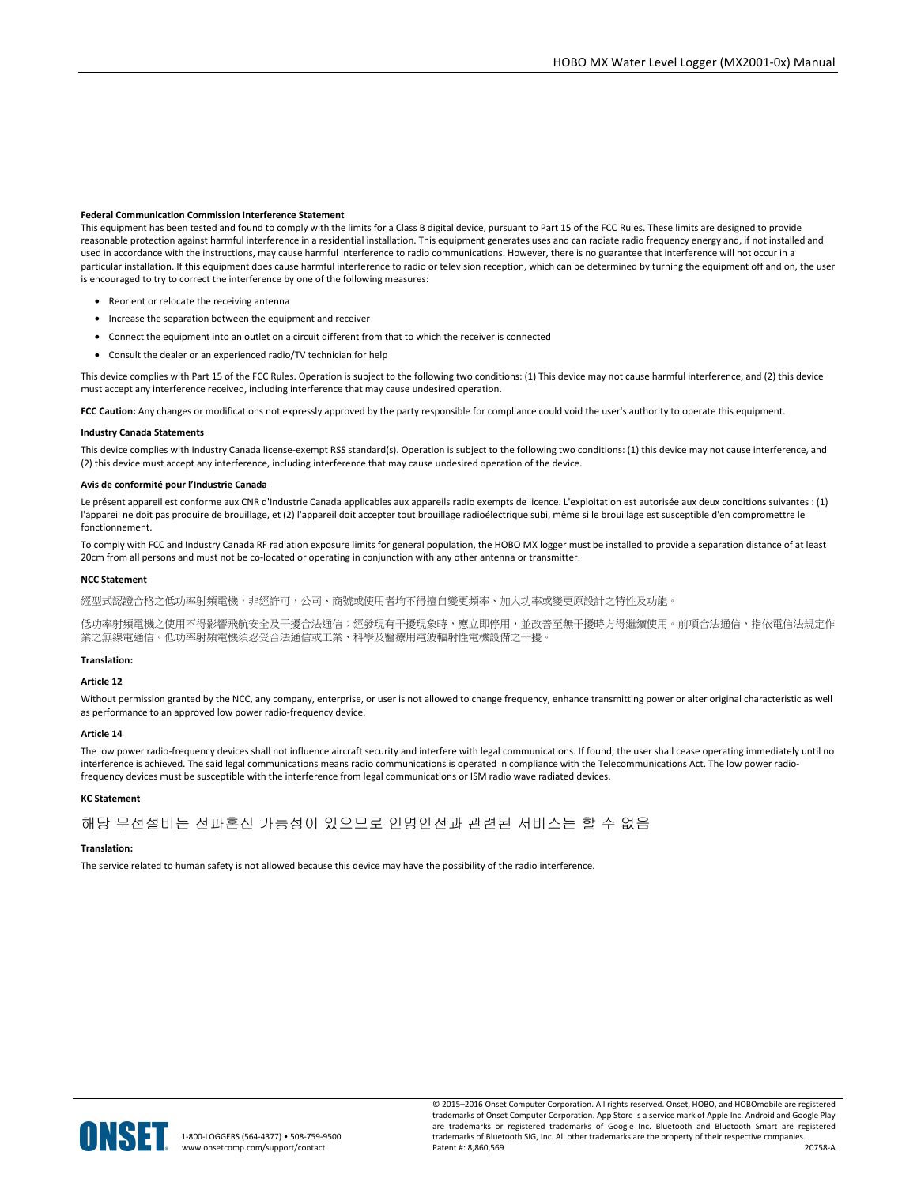**Federal Communication Commission Interference Statement**

This equipment has been tested and found to comply with the limits for a Class B digital device, pursuant to Part 15 of the FCC Rules. These limits are designed to provide reasonable protection against harmful interference in a residential installation. This equipment generates uses and can radiate radio frequency energy and, if not installed and used in accordance with the instructions, may cause harmful interference to radio communications. However, there is no guarantee that interference will not occur in a particular installation. If this equipment does cause harmful interference to radio or television reception, which can be determined by turning the equipment off and on, the user is encouraged to try to correct the interference by one of the following measures:

- Reorient or relocate the receiving antenna
- Increase the separation between the equipment and receiver
- Connect the equipment into an outlet on a circuit different from that to which the receiver is connected
- Consult the dealer or an experienced radio/TV technician for help

This device complies with Part 15 of the FCC Rules. Operation is subject to the following two conditions: (1) This device may not cause harmful interference, and (2) this device must accept any interference received, including interference that may cause undesired operation.

**FCC Caution:** Any changes or modifications not expressly approved by the party responsible for compliance could void the user's authority to operate this equipment.

**Industry Canada Statements**

This device complies with Industry Canada license-exempt RSS standard(s). Operation is subject to the following two conditions: (1) this device may not cause interference, and (2) this device must accept any interference, including interference that may cause undesired operation of the device.

**Avis de conformité pour l'Industrie Canada**

Le présent appareil est conforme aux CNR d'Industrie Canada applicables aux appareils radio exempts de licence. L'exploitation est autorisée aux deux conditions suivantes : (1) l'appareil ne doit pas produire de brouillage, et (2) l'appareil doit accepter tout brouillage radioélectrique subi, même si le brouillage est susceptible d'en compromettre le fonctionnement.

To comply with FCC and Industry Canada RF radiation exposure limits for general population, the HOBO MX logger must be installed to provide a separation distance of at least 20cm from all persons and must not be co-located or operating in conjunction with any other antenna or transmitter.

**NCC Statement**

經型式認證合格之低功率射頻電機，非經許可，公司、商號或使用者均不得擅自變更頻率、加大功率或變更原設計之特性及功能。

低功率射頻電機之使用不得影響飛航安全及干擾合法通信；經發現有干擾現象時，應立即停用，並改善至無干擾時方得繼續使用。前項合法通信，指依電信法規定作業之無線電通信。低功率射頻電機須忍受合法通信或工業、科學及醫療用電波輻射性電機設備之干擾。

**Translation:**

**Article 12**

Without permission granted by the NCC, any company, enterprise, or user is not allowed to change frequency, enhance transmitting power or alter original characteristic as well as performance to an approved low power radio-frequency device.

**Article 14**

The low power radio-frequency devices shall not influence aircraft security and interfere with legal communications. If found, the user shall cease operating immediately until no interference is achieved. The said legal communications means radio communications is operated in compliance with the Telecommunications Act. The low power radio-frequency devices must be susceptible with the interference from legal communications or ISM radio wave radiated devices.

**KC Statement**

해당 무선설비는 전파혼신 가능성이 있으므로 인명안전과 관련된 서비스는 할 수 없음

**Translation:**

The service related to human safety is not allowed because this device may have the possibility of the radio interference.

1-800-LOGGERS (564-4377) • 508-759-9500
www.onsetcomp.com/support/contact

© 2015–2016 Onset Computer Corporation. All rights reserved. Onset, HOBO, and HOBOmobile are registered trademarks of Onset Computer Corporation. App Store is a service mark of Apple Inc. Android and Google Play are trademarks or registered trademarks of Google Inc. Bluetooth and Bluetooth Smart are registered trademarks of Bluetooth SIG, Inc. All other trademarks are the property of their respective companies.
Patent #: 8,860,569

20758-A